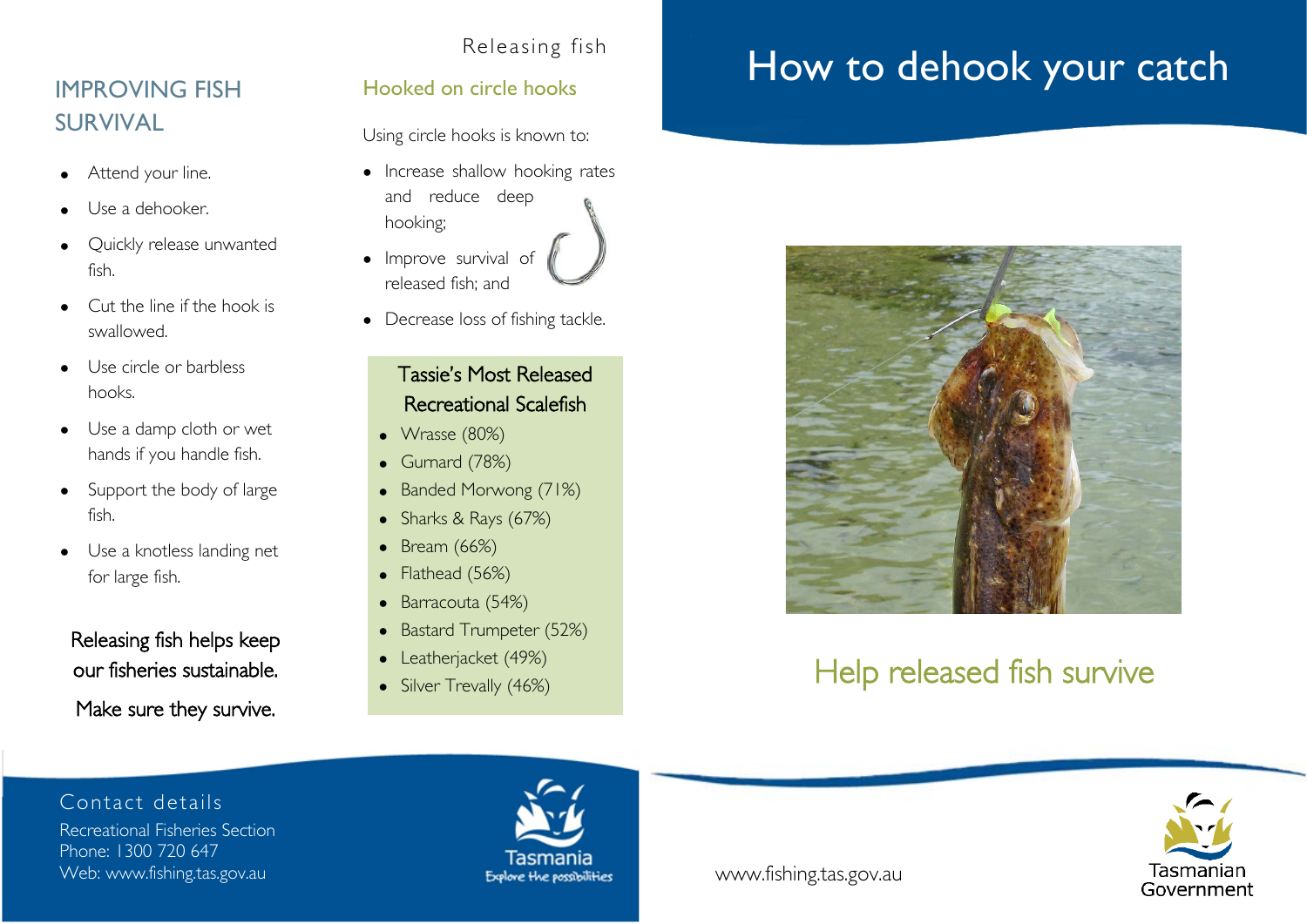## IMPROVING FISH SURVIVAL

- Attend your line.
- Use a dehooker.
- Quickly release unwanted fish.
- Cut the line if the hook is swallowed.
- Use circle or barbless hooks.
- Use a damp cloth or wet hands if you handle fish.
- Support the body of large fish.
- Use a knotless landing net for large fish.

Releasing fish helps keep our fisheries sustainable.

Make sure they survive.

Releasing fish

### Hooked on circle hooks

Using circle hooks is known to:

- Increase shallow hooking rates and reduce deep hooking;
- Improve survival of released fish; and
- Decrease loss of fishing tackle.

### Tassie's Most Released Recreational Scalefish

- Wrasse (80%)
- Gurnard (78%)
- Banded Morwong (71%)
- Sharks & Rays (67%)
- Bream (66%)
- Flathead (56%)
- Barracouta (54%)
- Bastard Trumpeter (52%)
- Leatherjacket (49%)
- Silver Trevally (46%)

# How to dehook your catch

## Help released fish survive

### Contact details

Recreational Fisheries Section
Phone: 1300 720 647
Web: www.fishing.tas.gov.au

Tasmania
Explore the possibilities

www.fishing.tas.gov.au

Tasmanian Government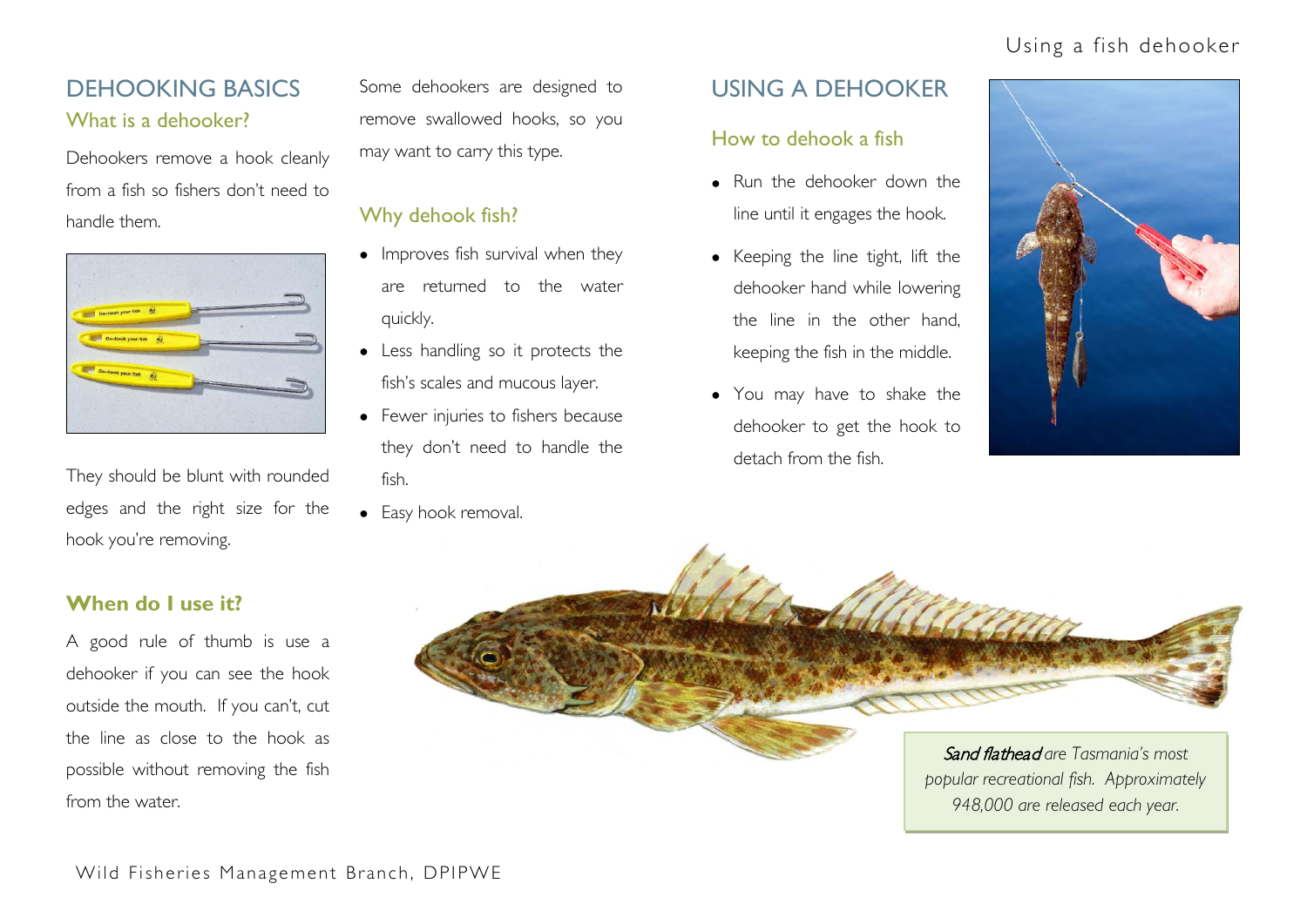## DEHOOKING BASICS

### What is a dehooker?

Dehookers remove a hook cleanly from a fish so fishers don't need to handle them.

They should be blunt with rounded edges and the right size for the hook you're removing.

### When do I use it?

A good rule of thumb is use a dehooker if you can see the hook outside the mouth. If you can't, cut the line as close to the hook as possible without removing the fish from the water.

Some dehookers are designed to remove swallowed hooks, so you may want to carry this type.

### Why dehook fish?

- Improves fish survival when they are returned to the water quickly.
- Less handling so it protects the fish's scales and mucous layer.
- Fewer injuries to fishers because they don't need to handle the fish.
- Easy hook removal.

## USING A DEHOOKER

### How to dehook a fish

- Run the dehooker down the line until it engages the hook.
- Keeping the line tight, lift the dehooker hand while lowering the line in the other hand, keeping the fish in the middle.
- You may have to shake the dehooker to get the hook to detach from the fish.

*Sand flathead are Tasmania's most popular recreational fish. Approximately 948,000 are released each year.*